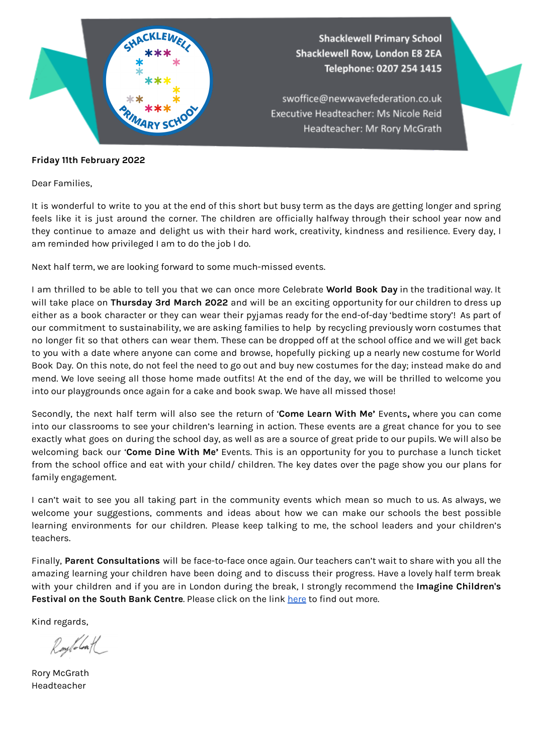Shacklewell Primary School
Shacklewell Row, London E8 2EA
Telephone: 0207 254 1415

swoffice@newwavefederation.co.uk
Executive Headteacher: Ms Nicole Reid
Headteacher: Mr Rory McGrath

**Friday 11th February 2022**

Dear Families,

It is wonderful to write to you at the end of this short but busy term as the days are getting longer and spring feels like it is just around the corner. The children are officially halfway through their school year now and they continue to amaze and delight us with their hard work, creativity, kindness and resilience. Every day, I am reminded how privileged I am to do the job I do.

Next half term, we are looking forward to some much-missed events.

I am thrilled to be able to tell you that we can once more Celebrate **World Book Day** in the traditional way. It will take place on **Thursday 3rd March 2022** and will be an exciting opportunity for our children to dress up either as a book character or they can wear their pyjamas ready for the end-of-day 'bedtime story'! As part of our commitment to sustainability, we are asking families to help by recycling previously worn costumes that no longer fit so that others can wear them. These can be dropped off at the school office and we will get back to you with a date where anyone can come and browse, hopefully picking up a nearly new costume for World Book Day. On this note, do not feel the need to go out and buy new costumes for the day; instead make do and mend. We love seeing all those home made outfits! At the end of the day, we will be thrilled to welcome you into our playgrounds once again for a cake and book swap. We have all missed those!

Secondly, the next half term will also see the return of '**Come Learn With Me'** Events**,** where you can come into our classrooms to see your children's learning in action. These events are a great chance for you to see exactly what goes on during the school day, as well as are a source of great pride to our pupils. We will also be welcoming back our '**Come Dine With Me'** Events. This is an opportunity for you to purchase a lunch ticket from the school office and eat with your child/ children. The key dates over the page show you our plans for family engagement.

I can't wait to see you all taking part in the community events which mean so much to us. As always, we welcome your suggestions, comments and ideas about how we can make our schools the best possible learning environments for our children. Please keep talking to me, the school leaders and your children's teachers.

Finally, **Parent Consultations** will be face-to-face once again. Our teachers can't wait to share with you all the amazing learning your children have been doing and to discuss their progress. Have a lovely half term break with your children and if you are in London during the break, I strongly recommend the **Imagine Children's Festival on the South Bank Centre**. Please click on the link [here] to find out more.

Kind regards,

Rory McGrath
Headteacher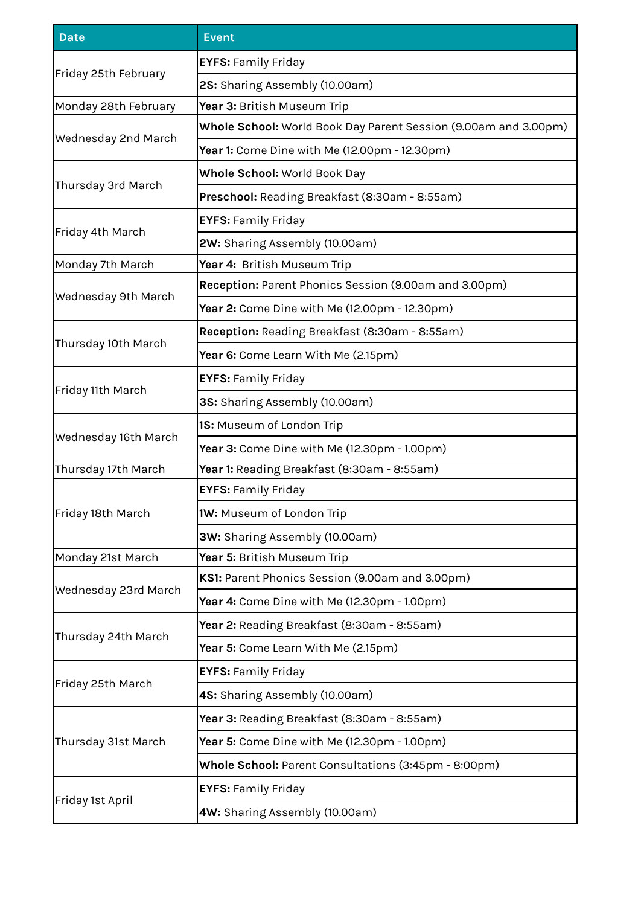| Date | Event |
|---|---|
| Friday 25th February | **EYFS:** Family Friday |
| | **2S:** Sharing Assembly (10.00am) |
| Monday 28th February | **Year 3:** British Museum Trip |
| Wednesday 2nd March | **Whole School:** World Book Day Parent Session (9.00am and 3.00pm) |
| | **Year 1:** Come Dine with Me (12.00pm - 12.30pm) |
| Thursday 3rd March | **Whole School:** World Book Day |
| | **Preschool:** Reading Breakfast (8:30am - 8:55am) |
| Friday 4th March | **EYFS:** Family Friday |
| | **2W:** Sharing Assembly (10.00am) |
| Monday 7th March | **Year 4:** British Museum Trip |
| Wednesday 9th March | **Reception:** Parent Phonics Session (9.00am and 3.00pm) |
| | **Year 2:** Come Dine with Me (12.00pm - 12.30pm) |
| Thursday 10th March | **Reception:** Reading Breakfast (8:30am - 8:55am) |
| | **Year 6:** Come Learn With Me (2.15pm) |
| Friday 11th March | **EYFS:** Family Friday |
| | **3S:** Sharing Assembly (10.00am) |
| Wednesday 16th March | **1S:** Museum of London Trip |
| | **Year 3:** Come Dine with Me (12.30pm - 1.00pm) |
| Thursday 17th March | **Year 1:** Reading Breakfast (8:30am - 8:55am) |
| Friday 18th March | **EYFS:** Family Friday |
| | **1W:** Museum of London Trip |
| | **3W:** Sharing Assembly (10.00am) |
| Monday 21st March | **Year 5:** British Museum Trip |
| Wednesday 23rd March | **KS1:** Parent Phonics Session (9.00am and 3.00pm) |
| | **Year 4:** Come Dine with Me (12.30pm - 1.00pm) |
| Thursday 24th March | **Year 2:** Reading Breakfast (8:30am - 8:55am) |
| | **Year 5:** Come Learn With Me (2.15pm) |
| Friday 25th March | **EYFS:** Family Friday |
| | **4S:** Sharing Assembly (10.00am) |
| Thursday 31st March | **Year 3:** Reading Breakfast (8:30am - 8:55am) |
| | **Year 5:** Come Dine with Me (12.30pm - 1.00pm) |
| | **Whole School:** Parent Consultations (3:45pm - 8:00pm) |
| Friday 1st April | **EYFS:** Family Friday |
| | **4W:** Sharing Assembly (10.00am) |